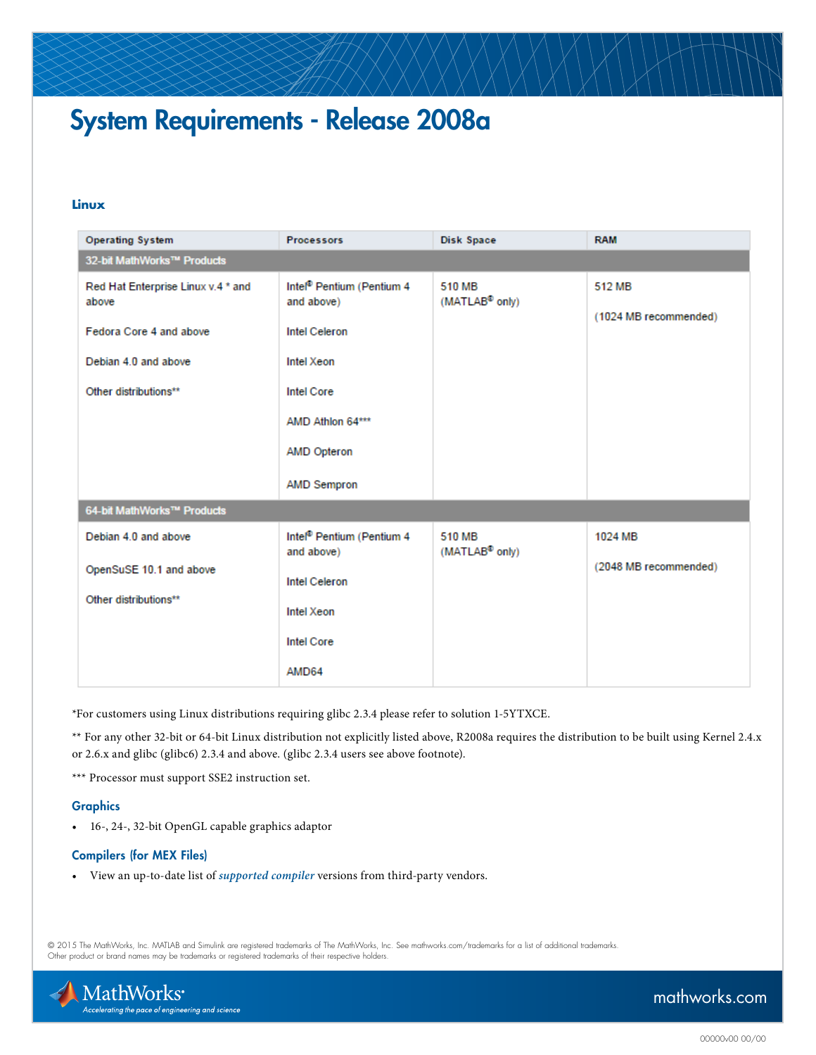# System Requirements - Release 2008a

### Linux

| Operating System | Processors | Disk Space | RAM |
|---|---|---|---|
| **32-bit MathWorks™ Products** | | | |
| Red Hat Enterprise Linux v.4 * and above<br><br>Fedora Core 4 and above<br><br>Debian 4.0 and above<br><br>Other distributions** | Intel® Pentium (Pentium 4 and above)<br><br>Intel Celeron<br><br>Intel Xeon<br><br>Intel Core<br><br>AMD Athlon 64***<br><br>AMD Opteron<br><br>AMD Sempron | 510 MB (MATLAB® only) | 512 MB<br><br>(1024 MB recommended) |
| **64-bit MathWorks™ Products** | | | |
| Debian 4.0 and above<br><br>OpenSuSE 10.1 and above<br><br>Other distributions** | Intel® Pentium (Pentium 4 and above)<br><br>Intel Celeron<br><br>Intel Xeon<br><br>Intel Core<br><br>AMD64 | 510 MB (MATLAB® only) | 1024 MB<br><br>(2048 MB recommended) |

*For customers using Linux distributions requiring glibc 2.3.4 please refer to solution 1-5YTXCE.

** For any other 32-bit or 64-bit Linux distribution not explicitly listed above, R2008a requires the distribution to be built using Kernel 2.4.x or 2.6.x and glibc (glibc6) 2.3.4 and above. (glibc 2.3.4 users see above footnote).

*** Processor must support SSE2 instruction set.

### Graphics

- 16-, 24-, 32-bit OpenGL capable graphics adaptor

### Compilers (for MEX Files)

- View an up-to-date list of *supported compiler* versions from third-party vendors.

© 2015 The MathWorks, Inc. MATLAB and Simulink are registered trademarks of The MathWorks, Inc. See mathworks.com/trademarks for a list of additional trademarks. Other product or brand names may be trademarks or registered trademarks of their respective holders.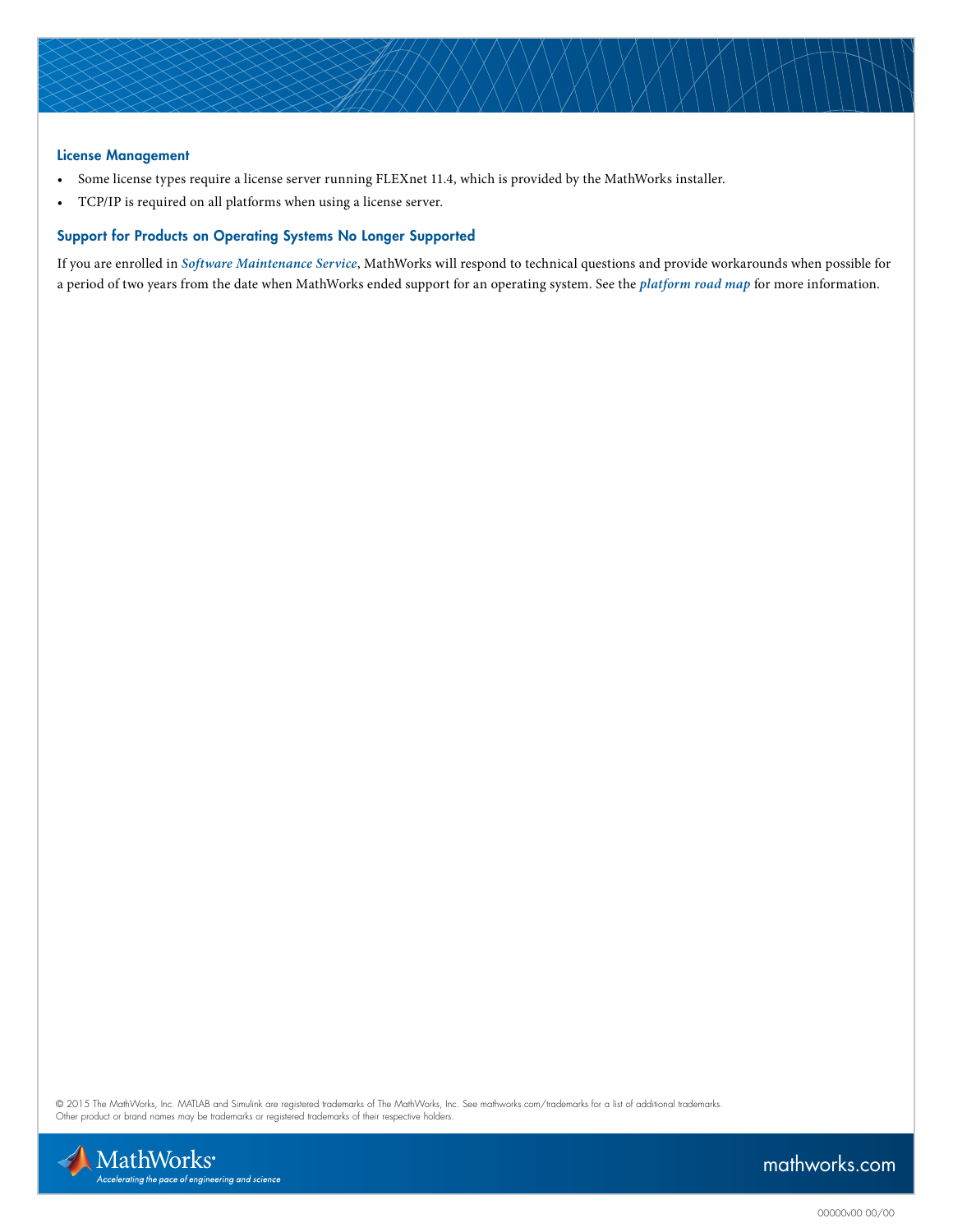## License Management

- Some license types require a license server running FLEXnet 11.4, which is provided by the MathWorks installer.
- TCP/IP is required on all platforms when using a license server.

## Support for Products on Operating Systems No Longer Supported

If you are enrolled in ***Software Maintenance Service***, MathWorks will respond to technical questions and provide workarounds when possible for a period of two years from the date when MathWorks ended support for an operating system. See the ***platform road map*** for more information.

© 2015 The MathWorks, Inc. MATLAB and Simulink are registered trademarks of The MathWorks, Inc. See mathworks.com/trademarks for a list of additional trademarks. Other product or brand names may be trademarks or registered trademarks of their respective holders.

MathWorks
*Accelerating the pace of engineering and science*

mathworks.com

00000v00 00/00